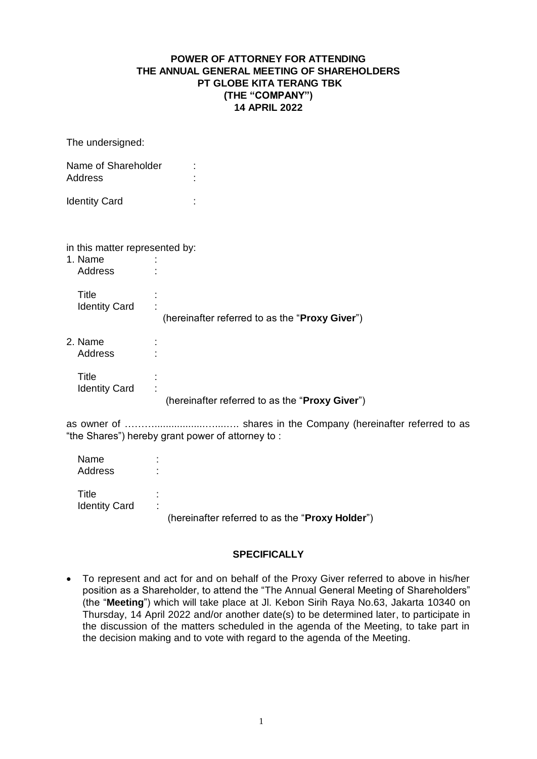**POWER OF ATTORNEY FOR ATTENDING**
**THE ANNUAL GENERAL MEETING OF SHAREHOLDERS**
**PT GLOBE KITA TERANG TBK**
**(THE "COMPANY")**
**14 APRIL 2022**

The undersigned:

Name of Shareholder :
Address :

Identity Card :

in this matter represented by:

1. Name :
   Address :

   Title :
   Identity Card :
   (hereinafter referred to as the "**Proxy Giver**")

2. Name :
   Address :

   Title :
   Identity Card :
   (hereinafter referred to as the "**Proxy Giver**")

as owner of …………...................….….. shares in the Company (hereinafter referred to as "the Shares") hereby grant power of attorney to :

Name :
Address :

Title :
Identity Card :
(hereinafter referred to as the "**Proxy Holder**")

**SPECIFICALLY**

- To represent and act for and on behalf of the Proxy Giver referred to above in his/her position as a Shareholder, to attend the "The Annual General Meeting of Shareholders" (the "**Meeting**") which will take place at Jl. Kebon Sirih Raya No.63, Jakarta 10340 on Thursday, 14 April 2022 and/or another date(s) to be determined later, to participate in the discussion of the matters scheduled in the agenda of the Meeting, to take part in the decision making and to vote with regard to the agenda of the Meeting.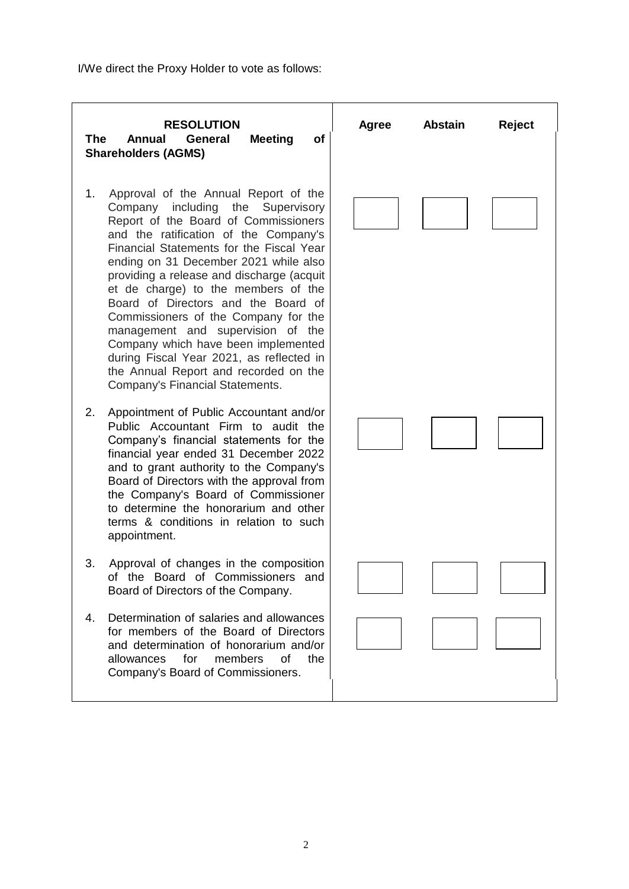I/We direct the Proxy Holder to vote as follows:

| **RESOLUTION**<br>**The Annual General Meeting of Shareholders (AGMS)** | **Agree** | **Abstain** | **Reject** |
|---|---|---|---|
| 1. Approval of the Annual Report of the Company including the Supervisory Report of the Board of Commissioners and the ratification of the Company's Financial Statements for the Fiscal Year ending on 31 December 2021 while also providing a release and discharge (acquit et de charge) to the members of the Board of Directors and the Board of Commissioners of the Company for the management and supervision of the Company which have been implemented during Fiscal Year 2021, as reflected in the Annual Report and recorded on the Company's Financial Statements. | | | |
| 2. Appointment of Public Accountant and/or Public Accountant Firm to audit the Company's financial statements for the financial year ended 31 December 2022 and to grant authority to the Company's Board of Directors with the approval from the Company's Board of Commissioner to determine the honorarium and other terms & conditions in relation to such appointment. | | | |
| 3. Approval of changes in the composition of the Board of Commissioners and Board of Directors of the Company. | | | |
| 4. Determination of salaries and allowances for members of the Board of Directors and determination of honorarium and/or allowances for members of the Company's Board of Commissioners. | | | |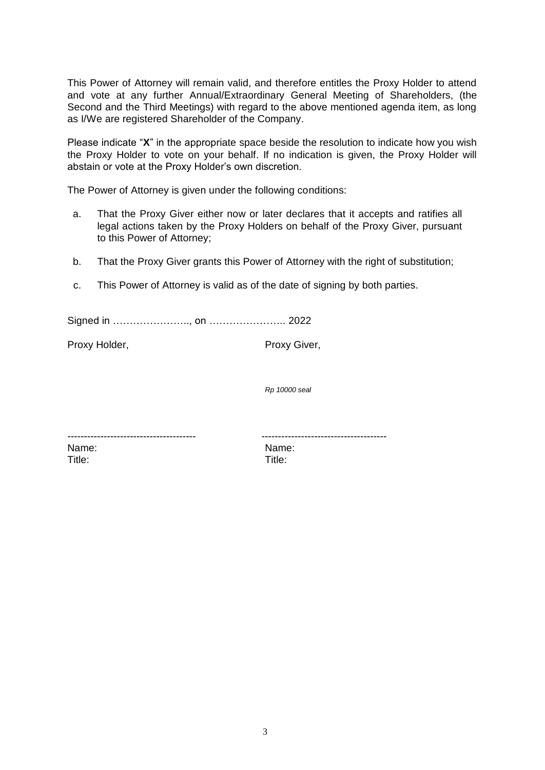This Power of Attorney will remain valid, and therefore entitles the Proxy Holder to attend and vote at any further Annual/Extraordinary General Meeting of Shareholders, (the Second and the Third Meetings) with regard to the above mentioned agenda item, as long as I/We are registered Shareholder of the Company.

Please indicate "**X**" in the appropriate space beside the resolution to indicate how you wish the Proxy Holder to vote on your behalf. If no indication is given, the Proxy Holder will abstain or vote at the Proxy Holder's own discretion.

The Power of Attorney is given under the following conditions:

a. That the Proxy Giver either now or later declares that it accepts and ratifies all legal actions taken by the Proxy Holders on behalf of the Proxy Giver, pursuant to this Power of Attorney;

b. That the Proxy Giver grants this Power of Attorney with the right of substitution;

c. This Power of Attorney is valid as of the date of signing by both parties.

Signed in ………………….., on ………………….. 2022

| | |
|---|---|
| Proxy Holder, | Proxy Giver, |
| | *Rp 10000 seal* |
| --------------------------------------- | -------------------------------------- |
| Name: | Name: |
| Title: | Title: |